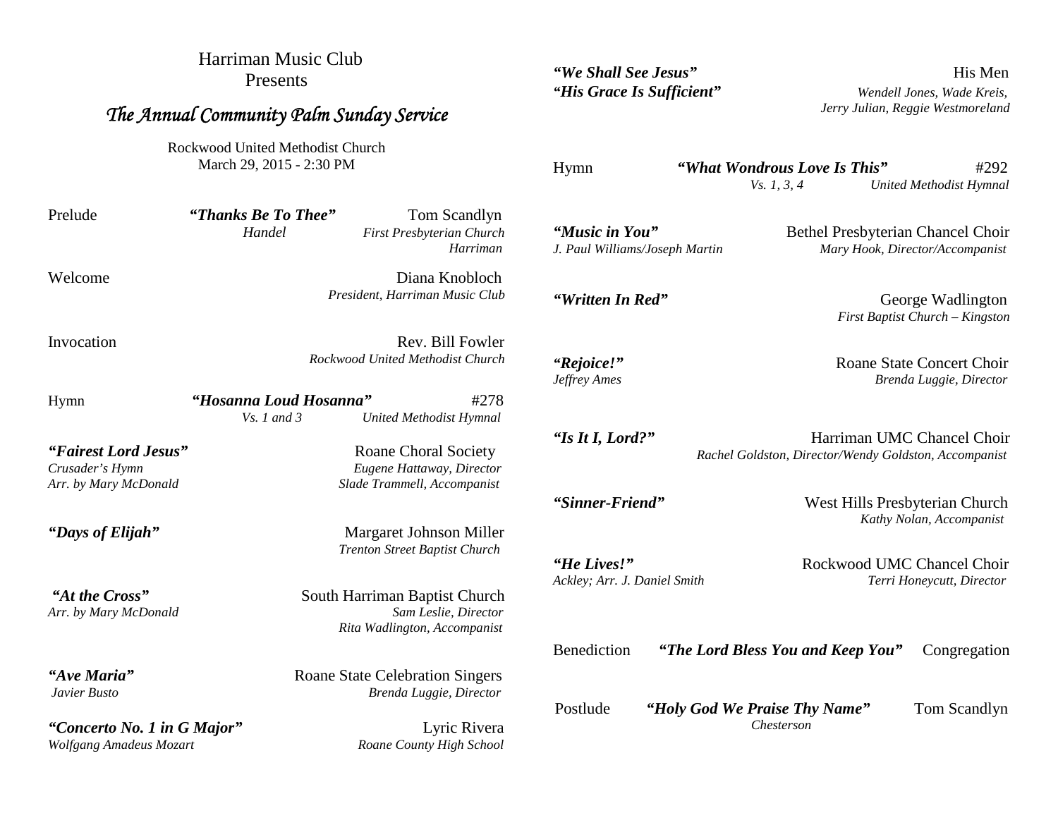Harriman Music Club
Presents

# *The Annual Community Palm Sunday Service*

Rockwood United Methodist Church
March 29, 2015 - 2:30 PM

Prelude — ***"Thanks Be To Thee"*** — Tom Scandlyn
*Handel* — *First Presbyterian Church Harriman*

Welcome — Diana Knobloch
*President, Harriman Music Club*

Invocation — Rev. Bill Fowler
*Rockwood United Methodist Church*

Hymn — ***"Hosanna Loud Hosanna"*** — #278
*Vs. 1 and 3* — *United Methodist Hymnal*

***"Fairest Lord Jesus"*** — Roane Choral Society
*Crusader's Hymn* — *Eugene Hattaway, Director*
*Arr. by Mary McDonald* — *Slade Trammell, Accompanist*

***"Days of Elijah"*** — Margaret Johnson Miller
*Trenton Street Baptist Church*

***"At the Cross"*** — South Harriman Baptist Church
*Arr. by Mary McDonald* — *Sam Leslie, Director*
*Rita Wadlington, Accompanist*

***"Ave Maria"*** — Roane State Celebration Singers
*Javier Busto* — *Brenda Luggie, Director*

***"Concerto No. 1 in G Major"*** — Lyric Rivera
*Wolfgang Amadeus Mozart* — *Roane County High School*

***"We Shall See Jesus"*** — His Men
***"His Grace Is Sufficient"*** — *Wendell Jones, Wade Kreis, Jerry Julian, Reggie Westmoreland*

Hymn — ***"What Wondrous Love Is This"*** — #292
*Vs. 1, 3, 4* — *United Methodist Hymnal*

***"Music in You"*** — Bethel Presbyterian Chancel Choir
*J. Paul Williams/Joseph Martin* — *Mary Hook, Director/Accompanist*

***"Written In Red"*** — George Wadlington
*First Baptist Church – Kingston*

***"Rejoice!"*** — Roane State Concert Choir
*Jeffrey Ames* — *Brenda Luggie, Director*

***"Is It I, Lord?"*** — Harriman UMC Chancel Choir
*Rachel Goldston, Director/Wendy Goldston, Accompanist*

***"Sinner-Friend"*** — West Hills Presbyterian Church
*Kathy Nolan, Accompanist*

***"He Lives!"*** — Rockwood UMC Chancel Choir
*Ackley; Arr. J. Daniel Smith* — *Terri Honeycutt, Director*

Benediction — ***"The Lord Bless You and Keep You"*** — Congregation

Postlude — ***"Holy God We Praise Thy Name"*** — Tom Scandlyn
*Chesterson*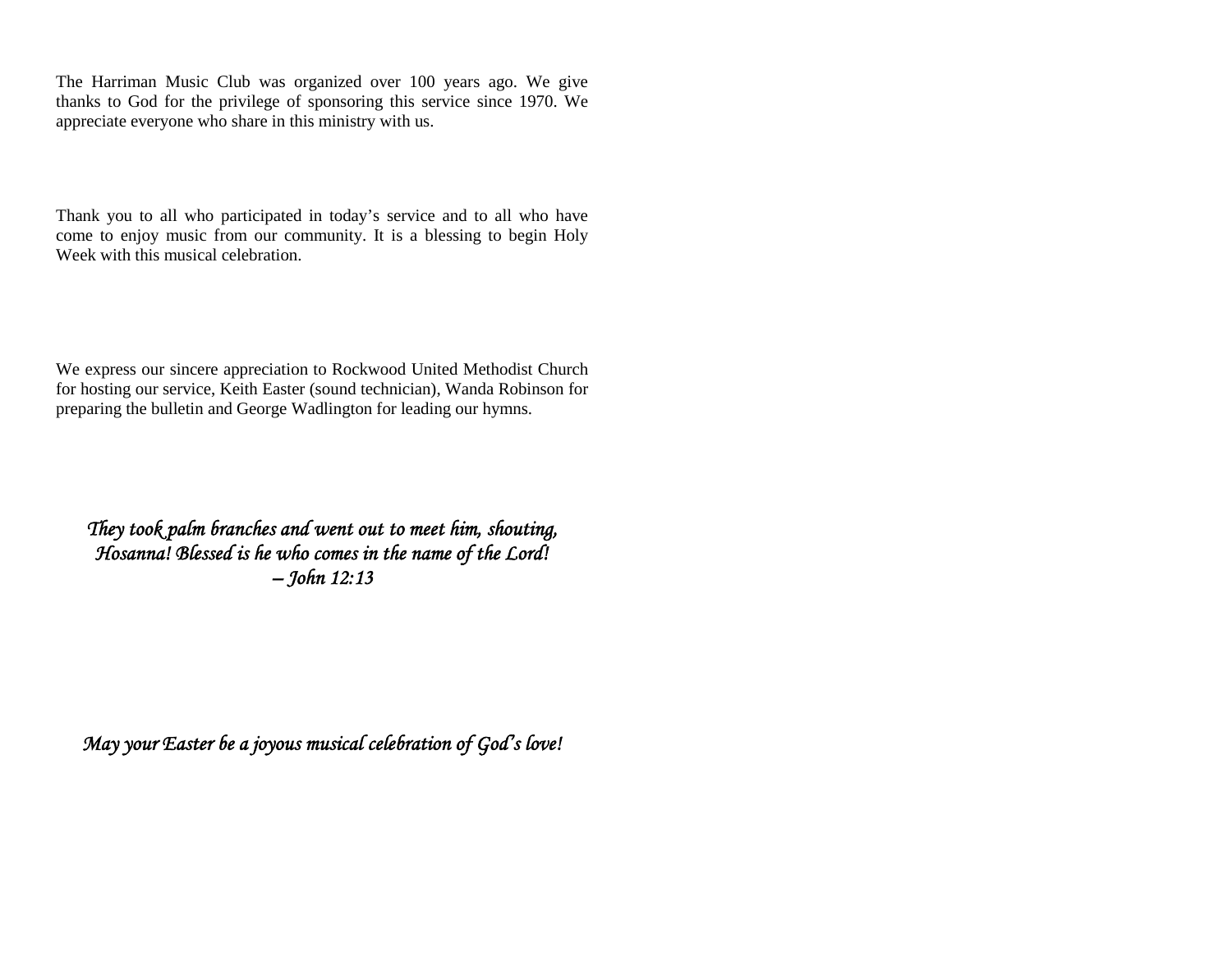The Harriman Music Club was organized over 100 years ago. We give thanks to God for the privilege of sponsoring this service since 1970. We appreciate everyone who share in this ministry with us.

Thank you to all who participated in today's service and to all who have come to enjoy music from our community. It is a blessing to begin Holy Week with this musical celebration.

We express our sincere appreciation to Rockwood United Methodist Church for hosting our service, Keith Easter (sound technician), Wanda Robinson for preparing the bulletin and George Wadlington for leading our hymns.

*They took palm branches and went out to meet him, shouting,*
*Hosanna! Blessed is he who comes in the name of the Lord!*
*– John 12:13*

*May your Easter be a joyous musical celebration of God's love!*